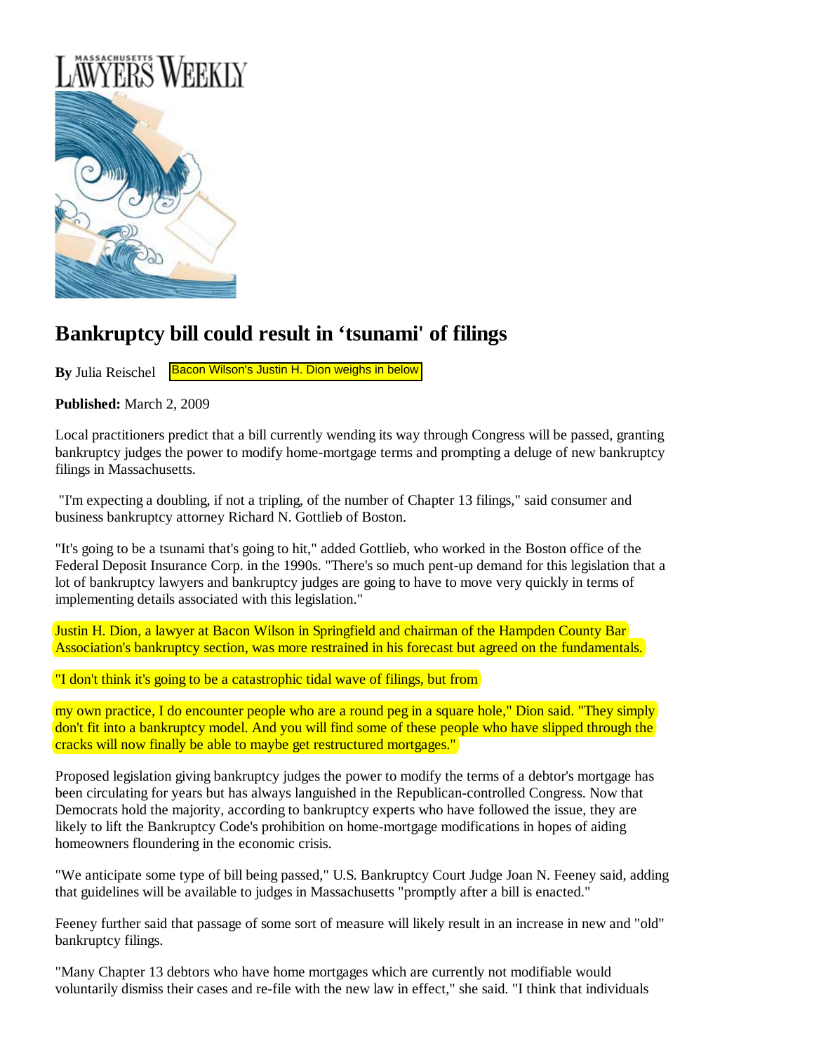MASSACHUSETTS LAWYERS WEEKLY

# Bankruptcy bill could result in 'tsunami' of filings

**By** Julia Reischel Bacon Wilson's Justin H. Dion weighs in below

**Published:** March 2, 2009

Local practitioners predict that a bill currently wending its way through Congress will be passed, granting bankruptcy judges the power to modify home-mortgage terms and prompting a deluge of new bankruptcy filings in Massachusetts.

"I'm expecting a doubling, if not a tripling, of the number of Chapter 13 filings," said consumer and business bankruptcy attorney Richard N. Gottlieb of Boston.

"It's going to be a tsunami that's going to hit," added Gottlieb, who worked in the Boston office of the Federal Deposit Insurance Corp. in the 1990s. "There's so much pent-up demand for this legislation that a lot of bankruptcy lawyers and bankruptcy judges are going to have to move very quickly in terms of implementing details associated with this legislation."

Justin H. Dion, a lawyer at Bacon Wilson in Springfield and chairman of the Hampden County Bar Association's bankruptcy section, was more restrained in his forecast but agreed on the fundamentals.

"I don't think it's going to be a catastrophic tidal wave of filings, but from

my own practice, I do encounter people who are a round peg in a square hole," Dion said. "They simply don't fit into a bankruptcy model. And you will find some of these people who have slipped through the cracks will now finally be able to maybe get restructured mortgages."

Proposed legislation giving bankruptcy judges the power to modify the terms of a debtor's mortgage has been circulating for years but has always languished in the Republican-controlled Congress. Now that Democrats hold the majority, according to bankruptcy experts who have followed the issue, they are likely to lift the Bankruptcy Code's prohibition on home-mortgage modifications in hopes of aiding homeowners floundering in the economic crisis.

"We anticipate some type of bill being passed," U.S. Bankruptcy Court Judge Joan N. Feeney said, adding that guidelines will be available to judges in Massachusetts "promptly after a bill is enacted."

Feeney further said that passage of some sort of measure will likely result in an increase in new and "old" bankruptcy filings.

"Many Chapter 13 debtors who have home mortgages which are currently not modifiable would voluntarily dismiss their cases and re-file with the new law in effect," she said. "I think that individuals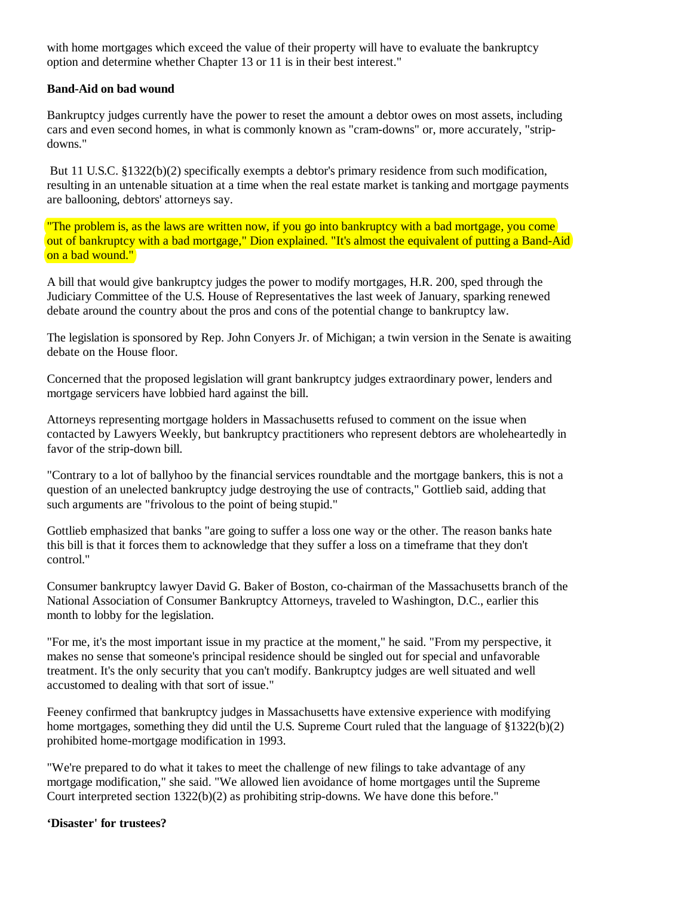with home mortgages which exceed the value of their property will have to evaluate the bankruptcy option and determine whether Chapter 13 or 11 is in their best interest."

**Band-Aid on bad wound**

Bankruptcy judges currently have the power to reset the amount a debtor owes on most assets, including cars and even second homes, in what is commonly known as "cram-downs" or, more accurately, "strip-downs."

But 11 U.S.C. §1322(b)(2) specifically exempts a debtor's primary residence from such modification, resulting in an untenable situation at a time when the real estate market is tanking and mortgage payments are ballooning, debtors' attorneys say.

"The problem is, as the laws are written now, if you go into bankruptcy with a bad mortgage, you come out of bankruptcy with a bad mortgage," Dion explained. "It's almost the equivalent of putting a Band-Aid on a bad wound."

A bill that would give bankruptcy judges the power to modify mortgages, H.R. 200, sped through the Judiciary Committee of the U.S. House of Representatives the last week of January, sparking renewed debate around the country about the pros and cons of the potential change to bankruptcy law.

The legislation is sponsored by Rep. John Conyers Jr. of Michigan; a twin version in the Senate is awaiting debate on the House floor.

Concerned that the proposed legislation will grant bankruptcy judges extraordinary power, lenders and mortgage servicers have lobbied hard against the bill.

Attorneys representing mortgage holders in Massachusetts refused to comment on the issue when contacted by Lawyers Weekly, but bankruptcy practitioners who represent debtors are wholeheartedly in favor of the strip-down bill.

"Contrary to a lot of ballyhoo by the financial services roundtable and the mortgage bankers, this is not a question of an unelected bankruptcy judge destroying the use of contracts," Gottlieb said, adding that such arguments are "frivolous to the point of being stupid."

Gottlieb emphasized that banks "are going to suffer a loss one way or the other. The reason banks hate this bill is that it forces them to acknowledge that they suffer a loss on a timeframe that they don't control."

Consumer bankruptcy lawyer David G. Baker of Boston, co-chairman of the Massachusetts branch of the National Association of Consumer Bankruptcy Attorneys, traveled to Washington, D.C., earlier this month to lobby for the legislation.

"For me, it's the most important issue in my practice at the moment," he said. "From my perspective, it makes no sense that someone's principal residence should be singled out for special and unfavorable treatment. It's the only security that you can't modify. Bankruptcy judges are well situated and well accustomed to dealing with that sort of issue."

Feeney confirmed that bankruptcy judges in Massachusetts have extensive experience with modifying home mortgages, something they did until the U.S. Supreme Court ruled that the language of §1322(b)(2) prohibited home-mortgage modification in 1993.

"We're prepared to do what it takes to meet the challenge of new filings to take advantage of any mortgage modification," she said. "We allowed lien avoidance of home mortgages until the Supreme Court interpreted section 1322(b)(2) as prohibiting strip-downs. We have done this before."

**'Disaster' for trustees?**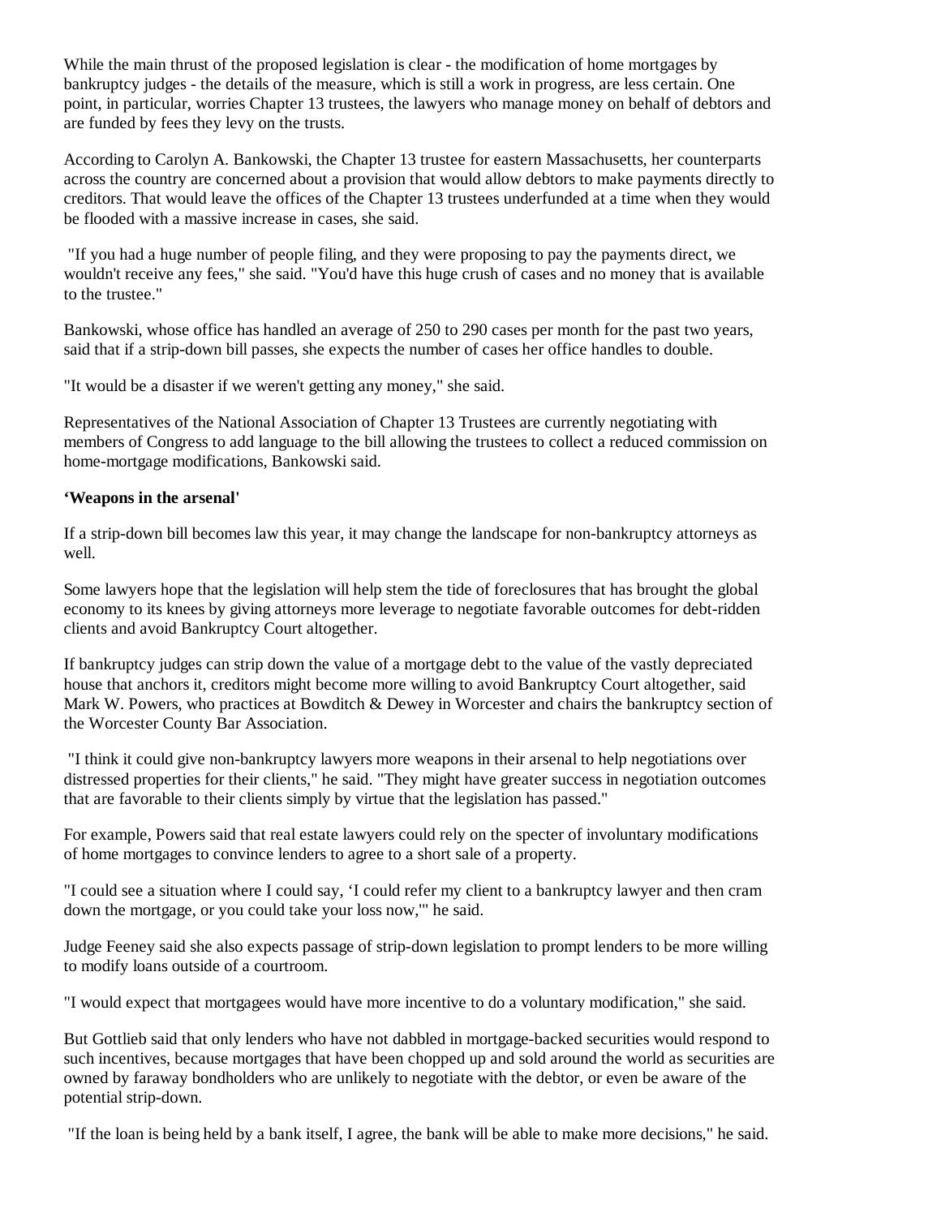While the main thrust of the proposed legislation is clear - the modification of home mortgages by bankruptcy judges - the details of the measure, which is still a work in progress, are less certain. One point, in particular, worries Chapter 13 trustees, the lawyers who manage money on behalf of debtors and are funded by fees they levy on the trusts.

According to Carolyn A. Bankowski, the Chapter 13 trustee for eastern Massachusetts, her counterparts across the country are concerned about a provision that would allow debtors to make payments directly to creditors. That would leave the offices of the Chapter 13 trustees underfunded at a time when they would be flooded with a massive increase in cases, she said.

"If you had a huge number of people filing, and they were proposing to pay the payments direct, we wouldn't receive any fees," she said. "You'd have this huge crush of cases and no money that is available to the trustee."

Bankowski, whose office has handled an average of 250 to 290 cases per month for the past two years, said that if a strip-down bill passes, she expects the number of cases her office handles to double.

"It would be a disaster if we weren't getting any money," she said.

Representatives of the National Association of Chapter 13 Trustees are currently negotiating with members of Congress to add language to the bill allowing the trustees to collect a reduced commission on home-mortgage modifications, Bankowski said.

**'Weapons in the arsenal'**

If a strip-down bill becomes law this year, it may change the landscape for non-bankruptcy attorneys as well.

Some lawyers hope that the legislation will help stem the tide of foreclosures that has brought the global economy to its knees by giving attorneys more leverage to negotiate favorable outcomes for debt-ridden clients and avoid Bankruptcy Court altogether.

If bankruptcy judges can strip down the value of a mortgage debt to the value of the vastly depreciated house that anchors it, creditors might become more willing to avoid Bankruptcy Court altogether, said Mark W. Powers, who practices at Bowditch & Dewey in Worcester and chairs the bankruptcy section of the Worcester County Bar Association.

"I think it could give non-bankruptcy lawyers more weapons in their arsenal to help negotiations over distressed properties for their clients," he said. "They might have greater success in negotiation outcomes that are favorable to their clients simply by virtue that the legislation has passed."

For example, Powers said that real estate lawyers could rely on the specter of involuntary modifications of home mortgages to convince lenders to agree to a short sale of a property.

"I could see a situation where I could say, 'I could refer my client to a bankruptcy lawyer and then cram down the mortgage, or you could take your loss now,'" he said.

Judge Feeney said she also expects passage of strip-down legislation to prompt lenders to be more willing to modify loans outside of a courtroom.

"I would expect that mortgagees would have more incentive to do a voluntary modification," she said.

But Gottlieb said that only lenders who have not dabbled in mortgage-backed securities would respond to such incentives, because mortgages that have been chopped up and sold around the world as securities are owned by faraway bondholders who are unlikely to negotiate with the debtor, or even be aware of the potential strip-down.

"If the loan is being held by a bank itself, I agree, the bank will be able to make more decisions," he said.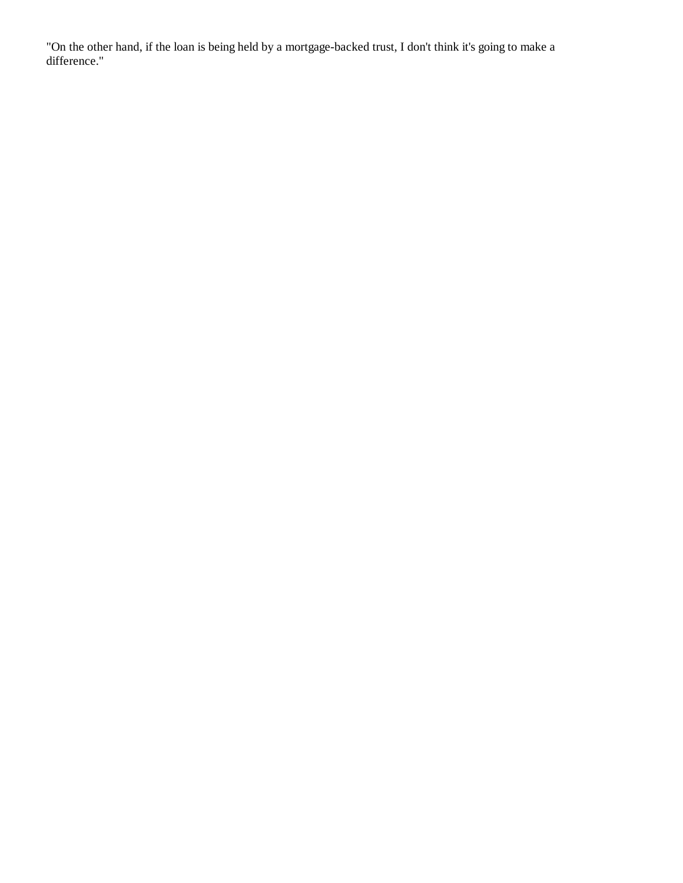"On the other hand, if the loan is being held by a mortgage-backed trust, I don't think it's going to make a difference."